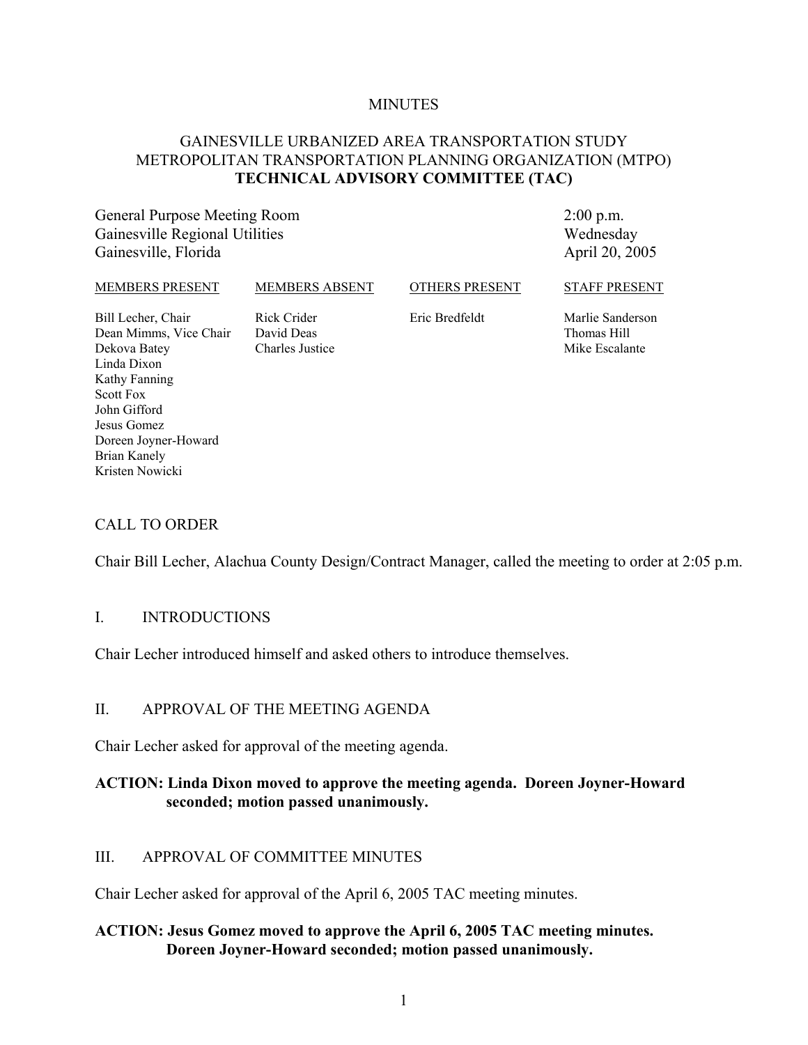MINUTES

# GAINESVILLE URBANIZED AREA TRANSPORTATION STUDY
# METROPOLITAN TRANSPORTATION PLANNING ORGANIZATION (MTPO)
# TECHNICAL ADVISORY COMMITTEE (TAC)

General Purpose Meeting Room
Gainesville Regional Utilities
Gainesville, Florida

2:00 p.m.
Wednesday
April 20, 2005

| MEMBERS PRESENT | MEMBERS ABSENT | OTHERS PRESENT | STAFF PRESENT |
|---|---|---|---|
| Bill Lecher, Chair | Rick Crider | Eric Bredfeldt | Marlie Sanderson |
| Dean Mimms, Vice Chair | David Deas | | Thomas Hill |
| Dekova Batey | Charles Justice | | Mike Escalante |
| Linda Dixon | | | |
| Kathy Fanning | | | |
| Scott Fox | | | |
| John Gifford | | | |
| Jesus Gomez | | | |
| Doreen Joyner-Howard | | | |
| Brian Kanely | | | |
| Kristen Nowicki | | | |

## CALL TO ORDER

Chair Bill Lecher, Alachua County Design/Contract Manager, called the meeting to order at 2:05 p.m.

## I. INTRODUCTIONS

Chair Lecher introduced himself and asked others to introduce themselves.

## II. APPROVAL OF THE MEETING AGENDA

Chair Lecher asked for approval of the meeting agenda.

**ACTION: Linda Dixon moved to approve the meeting agenda. Doreen Joyner-Howard seconded; motion passed unanimously.**

## III. APPROVAL OF COMMITTEE MINUTES

Chair Lecher asked for approval of the April 6, 2005 TAC meeting minutes.

**ACTION: Jesus Gomez moved to approve the April 6, 2005 TAC meeting minutes. Doreen Joyner-Howard seconded; motion passed unanimously.**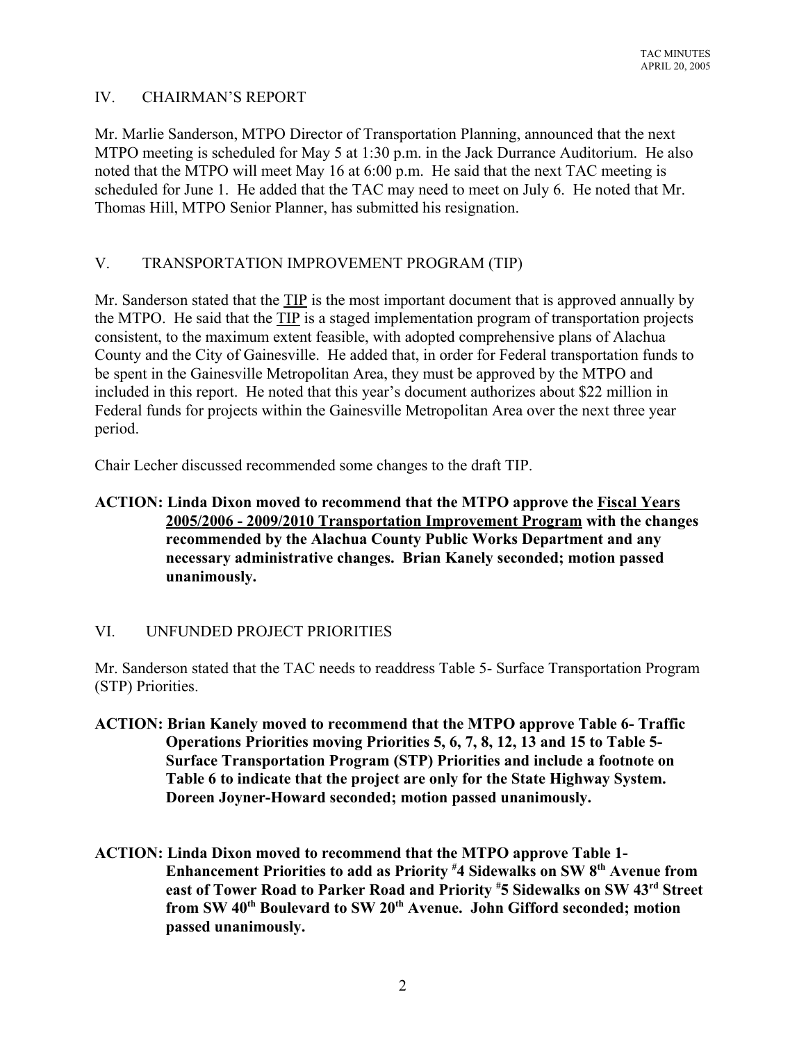## IV. CHAIRMAN'S REPORT

Mr. Marlie Sanderson, MTPO Director of Transportation Planning, announced that the next MTPO meeting is scheduled for May 5 at 1:30 p.m. in the Jack Durrance Auditorium. He also noted that the MTPO will meet May 16 at 6:00 p.m. He said that the next TAC meeting is scheduled for June 1. He added that the TAC may need to meet on July 6. He noted that Mr. Thomas Hill, MTPO Senior Planner, has submitted his resignation.

## V. TRANSPORTATION IMPROVEMENT PROGRAM (TIP)

Mr. Sanderson stated that the TIP is the most important document that is approved annually by the MTPO. He said that the TIP is a staged implementation program of transportation projects consistent, to the maximum extent feasible, with adopted comprehensive plans of Alachua County and the City of Gainesville. He added that, in order for Federal transportation funds to be spent in the Gainesville Metropolitan Area, they must be approved by the MTPO and included in this report. He noted that this year's document authorizes about $22 million in Federal funds for projects within the Gainesville Metropolitan Area over the next three year period.

Chair Lecher discussed recommended some changes to the draft TIP.

**ACTION: Linda Dixon moved to recommend that the MTPO approve the Fiscal Years 2005/2006 - 2009/2010 Transportation Improvement Program with the changes recommended by the Alachua County Public Works Department and any necessary administrative changes. Brian Kanely seconded; motion passed unanimously.**

## VI. UNFUNDED PROJECT PRIORITIES

Mr. Sanderson stated that the TAC needs to readdress Table 5- Surface Transportation Program (STP) Priorities.

**ACTION: Brian Kanely moved to recommend that the MTPO approve Table 6- Traffic Operations Priorities moving Priorities 5, 6, 7, 8, 12, 13 and 15 to Table 5- Surface Transportation Program (STP) Priorities and include a footnote on Table 6 to indicate that the project are only for the State Highway System. Doreen Joyner-Howard seconded; motion passed unanimously.**

**ACTION: Linda Dixon moved to recommend that the MTPO approve Table 1- Enhancement Priorities to add as Priority #4 Sidewalks on SW 8th Avenue from east of Tower Road to Parker Road and Priority #5 Sidewalks on SW 43rd Street from SW 40th Boulevard to SW 20th Avenue. John Gifford seconded; motion passed unanimously.**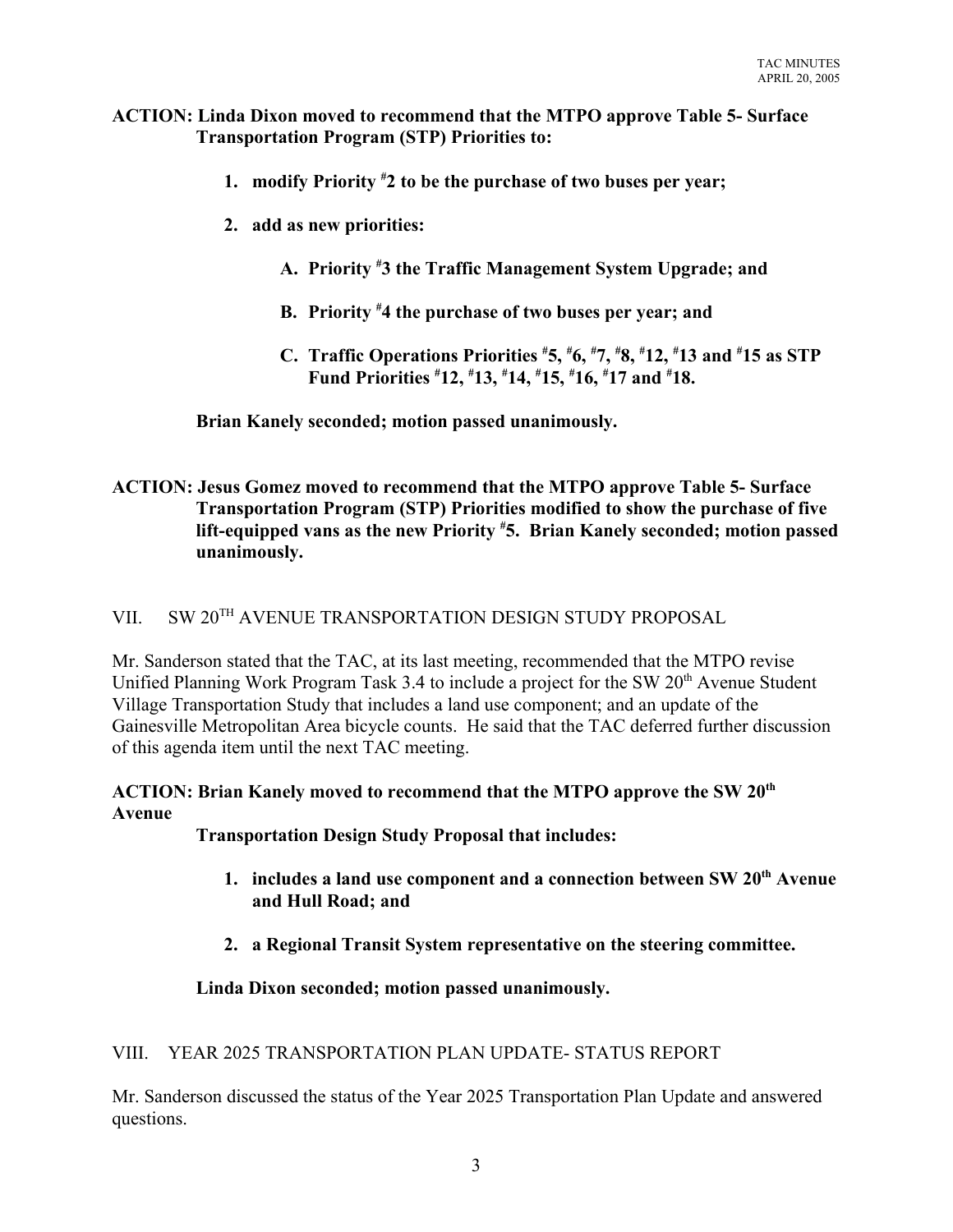**ACTION: Linda Dixon moved to recommend that the MTPO approve Table 5- Surface Transportation Program (STP) Priorities to:**

1. **modify Priority #2 to be the purchase of two buses per year;**
2. **add as new priorities:**
   - A. **Priority #3 the Traffic Management System Upgrade; and**
   - B. **Priority #4 the purchase of two buses per year; and**
   - C. **Traffic Operations Priorities #5, #6, #7, #8, #12, #13 and #15 as STP Fund Priorities #12, #13, #14, #15, #16, #17 and #18.**

**Brian Kanely seconded; motion passed unanimously.**

**ACTION: Jesus Gomez moved to recommend that the MTPO approve Table 5- Surface Transportation Program (STP) Priorities modified to show the purchase of five lift-equipped vans as the new Priority #5. Brian Kanely seconded; motion passed unanimously.**

## VII. SW 20TH AVENUE TRANSPORTATION DESIGN STUDY PROPOSAL

Mr. Sanderson stated that the TAC, at its last meeting, recommended that the MTPO revise Unified Planning Work Program Task 3.4 to include a project for the SW 20th Avenue Student Village Transportation Study that includes a land use component; and an update of the Gainesville Metropolitan Area bicycle counts. He said that the TAC deferred further discussion of this agenda item until the next TAC meeting.

**ACTION: Brian Kanely moved to recommend that the MTPO approve the SW 20th Avenue Transportation Design Study Proposal that includes:**

1. **includes a land use component and a connection between SW 20th Avenue and Hull Road; and**
2. **a Regional Transit System representative on the steering committee.**

**Linda Dixon seconded; motion passed unanimously.**

## VIII. YEAR 2025 TRANSPORTATION PLAN UPDATE- STATUS REPORT

Mr. Sanderson discussed the status of the Year 2025 Transportation Plan Update and answered questions.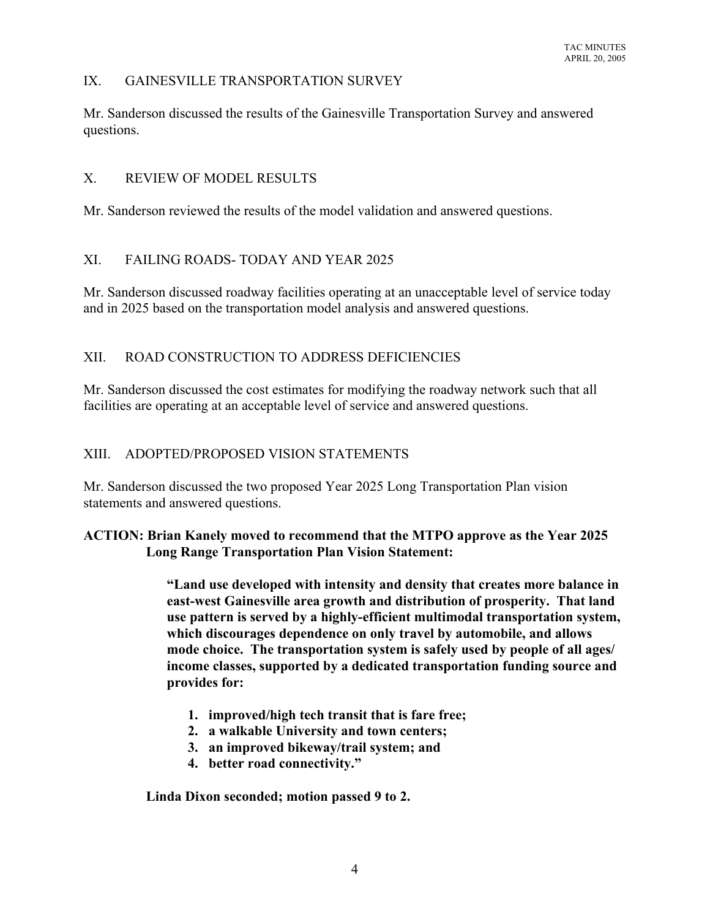## IX. GAINESVILLE TRANSPORTATION SURVEY

Mr. Sanderson discussed the results of the Gainesville Transportation Survey and answered questions.

## X. REVIEW OF MODEL RESULTS

Mr. Sanderson reviewed the results of the model validation and answered questions.

## XI. FAILING ROADS- TODAY AND YEAR 2025

Mr. Sanderson discussed roadway facilities operating at an unacceptable level of service today and in 2025 based on the transportation model analysis and answered questions.

## XII. ROAD CONSTRUCTION TO ADDRESS DEFICIENCIES

Mr. Sanderson discussed the cost estimates for modifying the roadway network such that all facilities are operating at an acceptable level of service and answered questions.

## XIII. ADOPTED/PROPOSED VISION STATEMENTS

Mr. Sanderson discussed the two proposed Year 2025 Long Transportation Plan vision statements and answered questions.

**ACTION: Brian Kanely moved to recommend that the MTPO approve as the Year 2025 Long Range Transportation Plan Vision Statement:**

> **"Land use developed with intensity and density that creates more balance in east-west Gainesville area growth and distribution of prosperity. That land use pattern is served by a highly-efficient multimodal transportation system, which discourages dependence on only travel by automobile, and allows mode choice. The transportation system is safely used by people of all ages/ income classes, supported by a dedicated transportation funding source and provides for:**
>
> 1. **improved/high tech transit that is fare free;**
> 2. **a walkable University and town centers;**
> 3. **an improved bikeway/trail system; and**
> 4. **better road connectivity."**

**Linda Dixon seconded; motion passed 9 to 2.**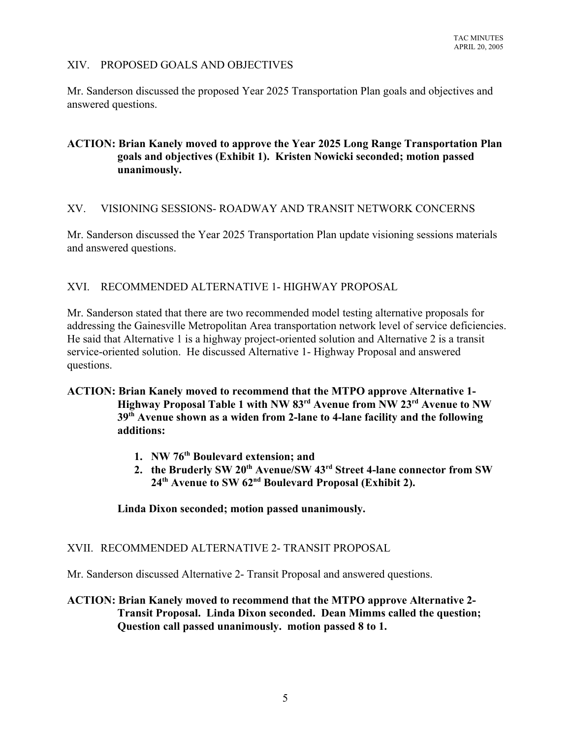## XIV. PROPOSED GOALS AND OBJECTIVES

Mr. Sanderson discussed the proposed Year 2025 Transportation Plan goals and objectives and answered questions.

**ACTION: Brian Kanely moved to approve the Year 2025 Long Range Transportation Plan goals and objectives (Exhibit 1). Kristen Nowicki seconded; motion passed unanimously.**

## XV. VISIONING SESSIONS- ROADWAY AND TRANSIT NETWORK CONCERNS

Mr. Sanderson discussed the Year 2025 Transportation Plan update visioning sessions materials and answered questions.

## XVI. RECOMMENDED ALTERNATIVE 1- HIGHWAY PROPOSAL

Mr. Sanderson stated that there are two recommended model testing alternative proposals for addressing the Gainesville Metropolitan Area transportation network level of service deficiencies. He said that Alternative 1 is a highway project-oriented solution and Alternative 2 is a transit service-oriented solution. He discussed Alternative 1- Highway Proposal and answered questions.

**ACTION: Brian Kanely moved to recommend that the MTPO approve Alternative 1-Highway Proposal Table 1 with NW 83rd Avenue from NW 23rd Avenue to NW 39th Avenue shown as a widen from 2-lane to 4-lane facility and the following additions:**

1. **NW 76th Boulevard extension; and**
2. **the Bruderly SW 20th Avenue/SW 43rd Street 4-lane connector from SW 24th Avenue to SW 62nd Boulevard Proposal (Exhibit 2).**

**Linda Dixon seconded; motion passed unanimously.**

## XVII. RECOMMENDED ALTERNATIVE 2- TRANSIT PROPOSAL

Mr. Sanderson discussed Alternative 2- Transit Proposal and answered questions.

**ACTION: Brian Kanely moved to recommend that the MTPO approve Alternative 2-Transit Proposal. Linda Dixon seconded. Dean Mimms called the question; Question call passed unanimously. motion passed 8 to 1.**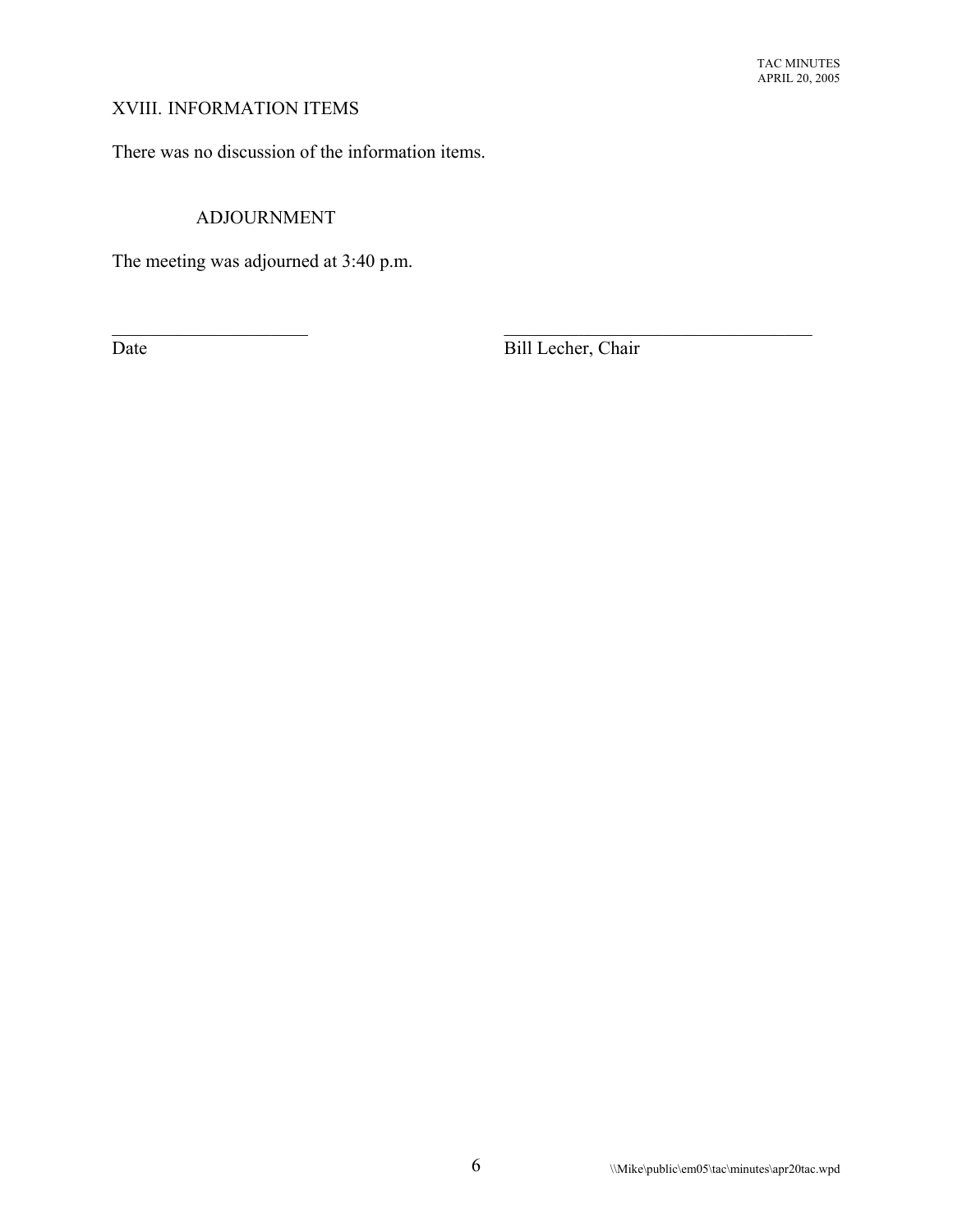## XVIII. INFORMATION ITEMS

There was no discussion of the information items.

## ADJOURNMENT

The meeting was adjourned at 3:40 p.m.

______________________ ______________________________

Date Bill Lecher, Chair